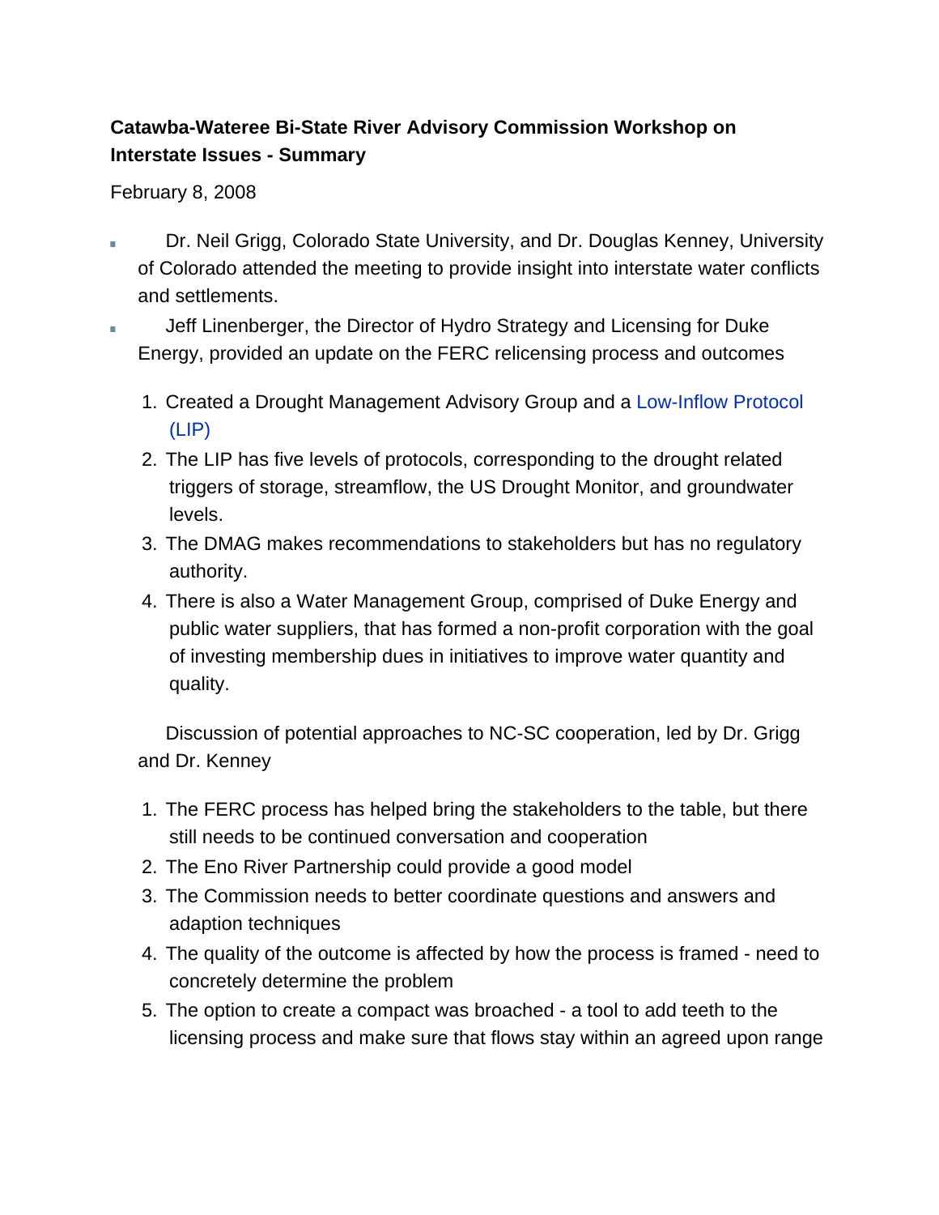**Catawba-Wateree Bi-State River Advisory Commission Workshop on Interstate Issues - Summary**

February 8, 2008

- Dr. Neil Grigg, Colorado State University, and Dr. Douglas Kenney, University of Colorado attended the meeting to provide insight into interstate water conflicts and settlements.
- Jeff Linenberger, the Director of Hydro Strategy and Licensing for Duke Energy, provided an update on the FERC relicensing process and outcomes

    1. Created a Drought Management Advisory Group and a Low-Inflow Protocol (LIP)
    2. The LIP has five levels of protocols, corresponding to the drought related triggers of storage, streamflow, the US Drought Monitor, and groundwater levels.
    3. The DMAG makes recommendations to stakeholders but has no regulatory authority.
    4. There is also a Water Management Group, comprised of Duke Energy and public water suppliers, that has formed a non-profit corporation with the goal of investing membership dues in initiatives to improve water quantity and quality.

    Discussion of potential approaches to NC-SC cooperation, led by Dr. Grigg and Dr. Kenney

    1. The FERC process has helped bring the stakeholders to the table, but there still needs to be continued conversation and cooperation
    2. The Eno River Partnership could provide a good model
    3. The Commission needs to better coordinate questions and answers and adaption techniques
    4. The quality of the outcome is affected by how the process is framed - need to concretely determine the problem
    5. The option to create a compact was broached - a tool to add teeth to the licensing process and make sure that flows stay within an agreed upon range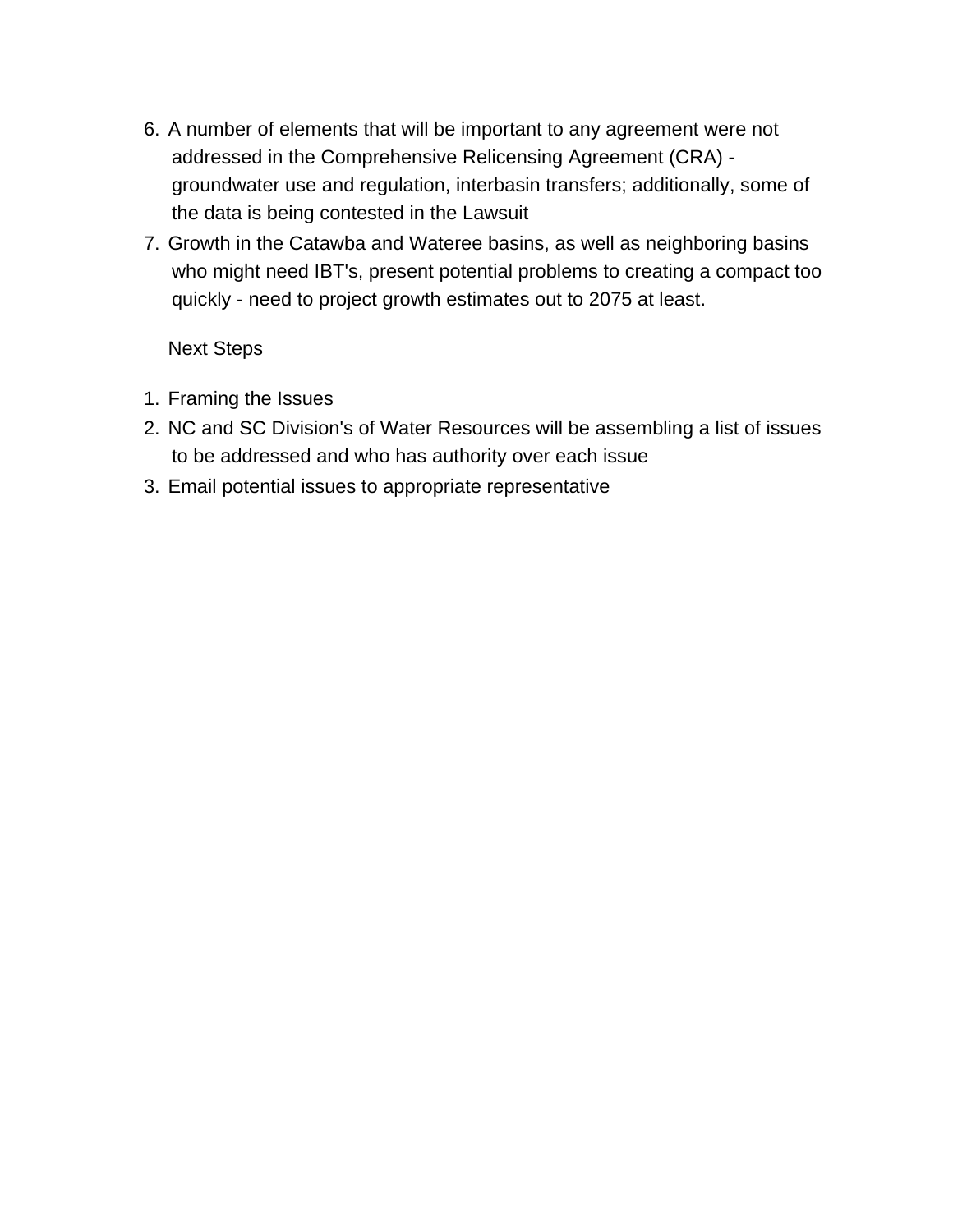6. A number of elements that will be important to any agreement were not addressed in the Comprehensive Relicensing Agreement (CRA) - groundwater use and regulation, interbasin transfers; additionally, some of the data is being contested in the Lawsuit
7. Growth in the Catawba and Wateree basins, as well as neighboring basins who might need IBT's, present potential problems to creating a compact too quickly - need to project growth estimates out to 2075 at least.

Next Steps

1. Framing the Issues
2. NC and SC Division's of Water Resources will be assembling a list of issues to be addressed and who has authority over each issue
3. Email potential issues to appropriate representative